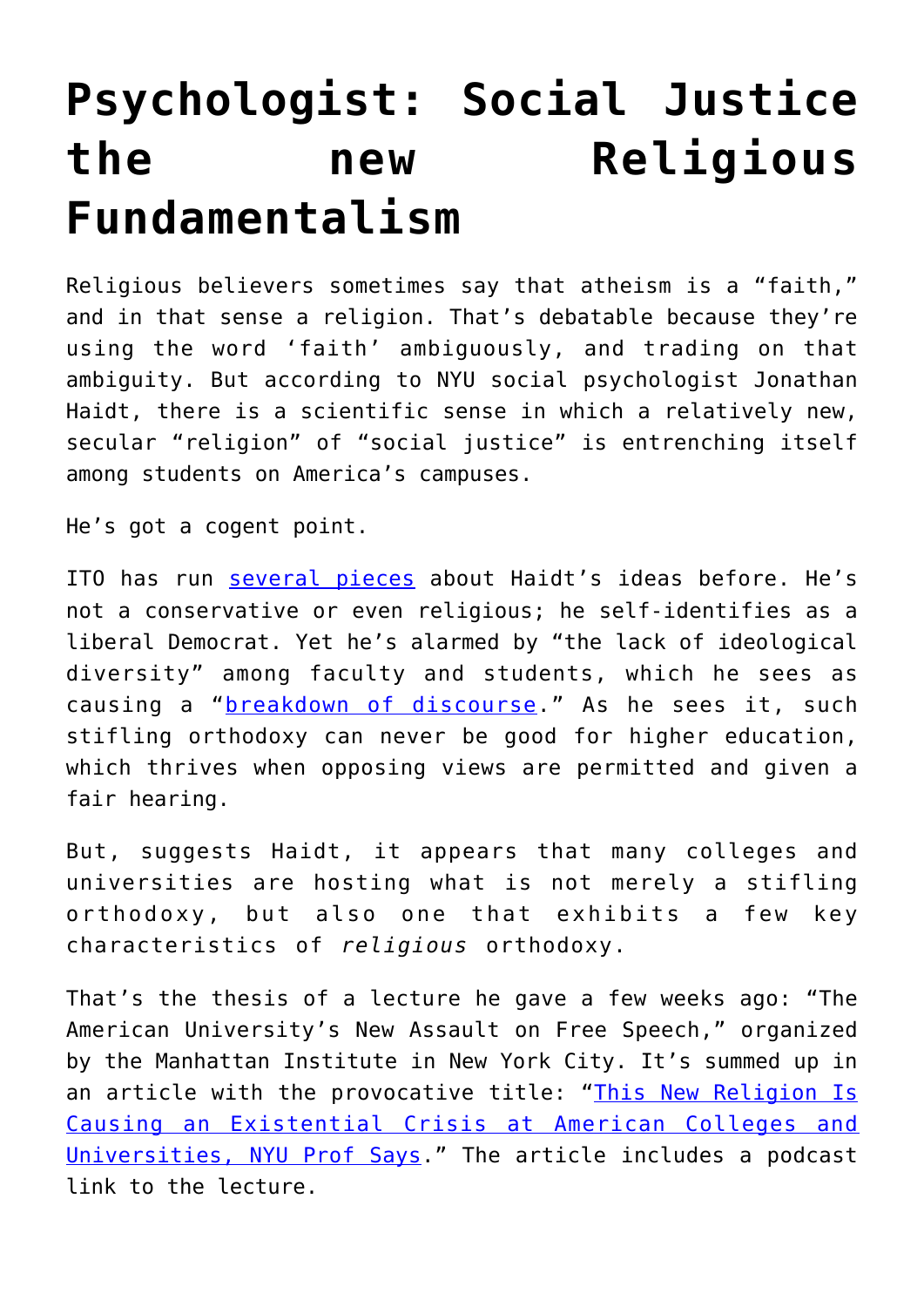# Psychologist: Social Justice the new Religious Fundamentalism

Religious believers sometimes say that atheism is a "faith," and in that sense a religion. That's debatable because they're using the word 'faith' ambiguously, and trading on that ambiguity. But according to NYU social psychologist Jonathan Haidt, there is a scientific sense in which a relatively new, secular "religion" of "social justice" is entrenching itself among students on America's campuses.

He's got a cogent point.

ITO has run several pieces about Haidt's ideas before. He's not a conservative or even religious; he self-identifies as a liberal Democrat. Yet he's alarmed by "the lack of ideological diversity" among faculty and students, which he sees as causing a "breakdown of discourse." As he sees it, such stifling orthodoxy can never be good for higher education, which thrives when opposing views are permitted and given a fair hearing.

But, suggests Haidt, it appears that many colleges and universities are hosting what is not merely a stifling orthodoxy, but also one that exhibits a few key characteristics of *religious* orthodoxy.

That's the thesis of a lecture he gave a few weeks ago: "The American University's New Assault on Free Speech," organized by the Manhattan Institute in New York City. It's summed up in an article with the provocative title: "This New Religion Is Causing an Existential Crisis at American Colleges and Universities, NYU Prof Says." The article includes a podcast link to the lecture.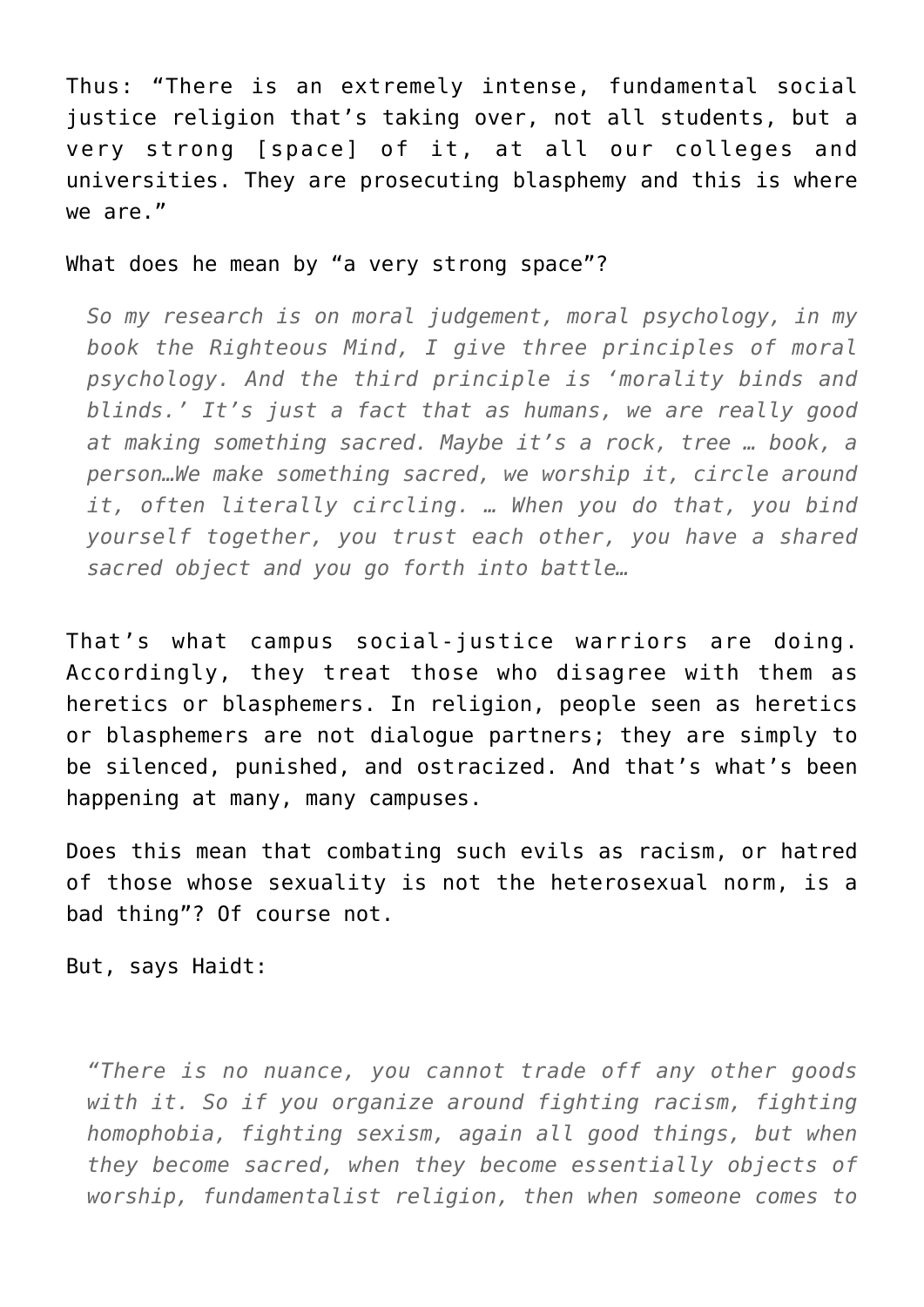Thus: "There is an extremely intense, fundamental social justice religion that's taking over, not all students, but a very strong [space] of it, at all our colleges and universities. They are prosecuting blasphemy and this is where we are."

What does he mean by "a very strong space"?

> *So my research is on moral judgement, moral psychology, in my book the Righteous Mind, I give three principles of moral psychology. And the third principle is 'morality binds and blinds.' It's just a fact that as humans, we are really good at making something sacred. Maybe it's a rock, tree … book, a person…We make something sacred, we worship it, circle around it, often literally circling. … When you do that, you bind yourself together, you trust each other, you have a shared sacred object and you go forth into battle…*

That's what campus social-justice warriors are doing. Accordingly, they treat those who disagree with them as heretics or blasphemers. In religion, people seen as heretics or blasphemers are not dialogue partners; they are simply to be silenced, punished, and ostracized. And that's what's been happening at many, many campuses.

Does this mean that combating such evils as racism, or hatred of those whose sexuality is not the heterosexual norm, is a bad thing"? Of course not.

But, says Haidt:

> *"There is no nuance, you cannot trade off any other goods with it. So if you organize around fighting racism, fighting homophobia, fighting sexism, again all good things, but when they become sacred, when they become essentially objects of worship, fundamentalist religion, then when someone comes to*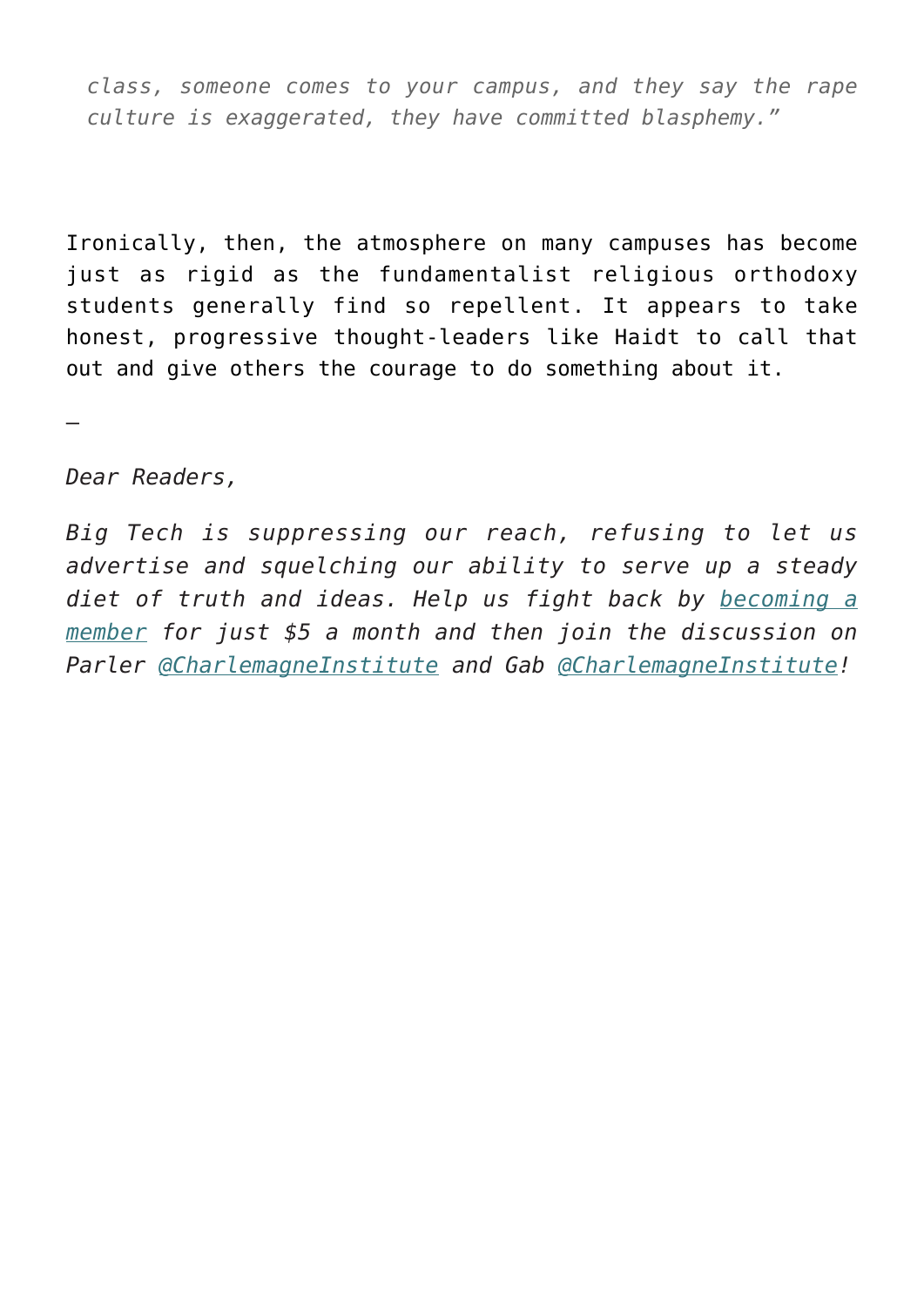> *class, someone comes to your campus, and they say the rape culture is exaggerated, they have committed blasphemy."*

Ironically, then, the atmosphere on many campuses has become just as rigid as the fundamentalist religious orthodoxy students generally find so repellent. It appears to take honest, progressive thought-leaders like Haidt to call that out and give others the courage to do something about it.

—

*Dear Readers,*

*Big Tech is suppressing our reach, refusing to let us advertise and squelching our ability to serve up a steady diet of truth and ideas. Help us fight back by becoming a member for just $5 a month and then join the discussion on Parler @CharlemagneInstitute and Gab @CharlemagneInstitute!*